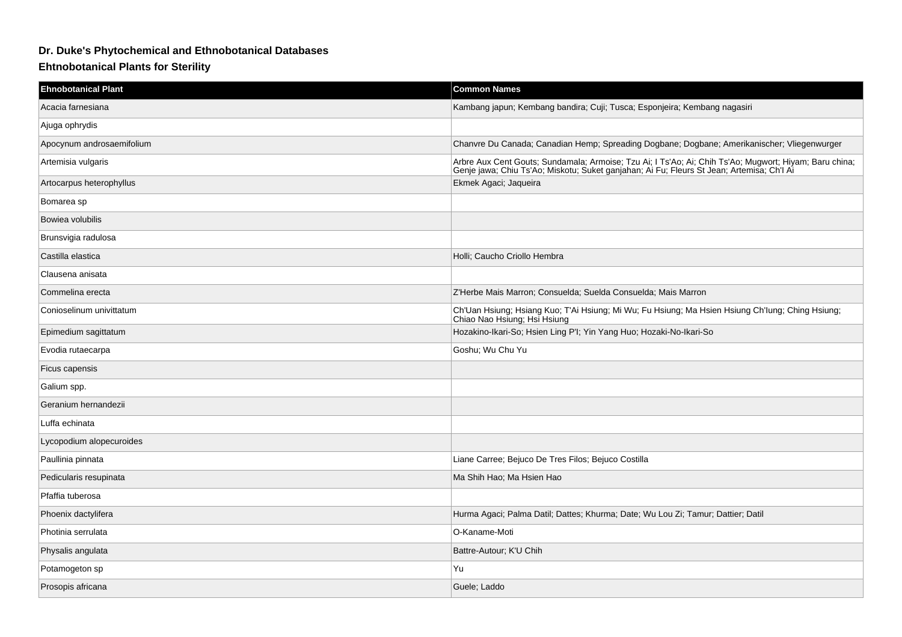# Dr. Duke's Phytochemical and Ethnobotanical Databases

## Ehtnobotanical Plants for Sterility

| Ehnobotanical Plant | Common Names |
| --- | --- |
| Acacia farnesiana | Kambang japun; Kembang bandira; Cuji; Tusca; Esponjeira; Kembang nagasiri |
| Ajuga ophrydis | |
| Apocynum androsaemifolium | Chanvre Du Canada; Canadian Hemp; Spreading Dogbane; Dogbane; Amerikanischer; Vliegenwurger |
| Artemisia vulgaris | Arbre Aux Cent Gouts; Sundamala; Armoise; Tzu Ai; I Ts'Ao; Ai; Chih Ts'Ao; Mugwort; Hiyam; Baru china; Genje jawa; Chiu Ts'Ao; Miskotu; Suket ganjahan; Ai Fu; Fleurs St Jean; Artemisa; Ch'I Ai |
| Artocarpus heterophyllus | Ekmek Agaci; Jaqueira |
| Bomarea sp | |
| Bowiea volubilis | |
| Brunsvigia radulosa | |
| Castilla elastica | Holli; Caucho Criollo Hembra |
| Clausena anisata | |
| Commelina erecta | Z'Herbe Mais Marron; Consuelda; Suelda Consuelda; Mais Marron |
| Conioselinum univittatum | Ch'Uan Hsiung; Hsiang Kuo; T'Ai Hsiung; Mi Wu; Fu Hsiung; Ma Hsien Hsiung Ch'Iung; Ching Hsiung; Chiao Nao Hsiung; Hsi Hsiung |
| Epimedium sagittatum | Hozakino-Ikari-So; Hsien Ling P'I; Yin Yang Huo; Hozaki-No-Ikari-So |
| Evodia rutaecarpa | Goshu; Wu Chu Yu |
| Ficus capensis | |
| Galium spp. | |
| Geranium hernandezii | |
| Luffa echinata | |
| Lycopodium alopecuroides | |
| Paullinia pinnata | Liane Carree; Bejuco De Tres Filos; Bejuco Costilla |
| Pedicularis resupinata | Ma Shih Hao; Ma Hsien Hao |
| Pfaffia tuberosa | |
| Phoenix dactylifera | Hurma Agaci; Palma Datil; Dattes; Khurma; Date; Wu Lou Zi; Tamur; Dattier; Datil |
| Photinia serrulata | O-Kaname-Moti |
| Physalis angulata | Battre-Autour; K'U Chih |
| Potamogeton sp | Yu |
| Prosopis africana | Guele; Laddo |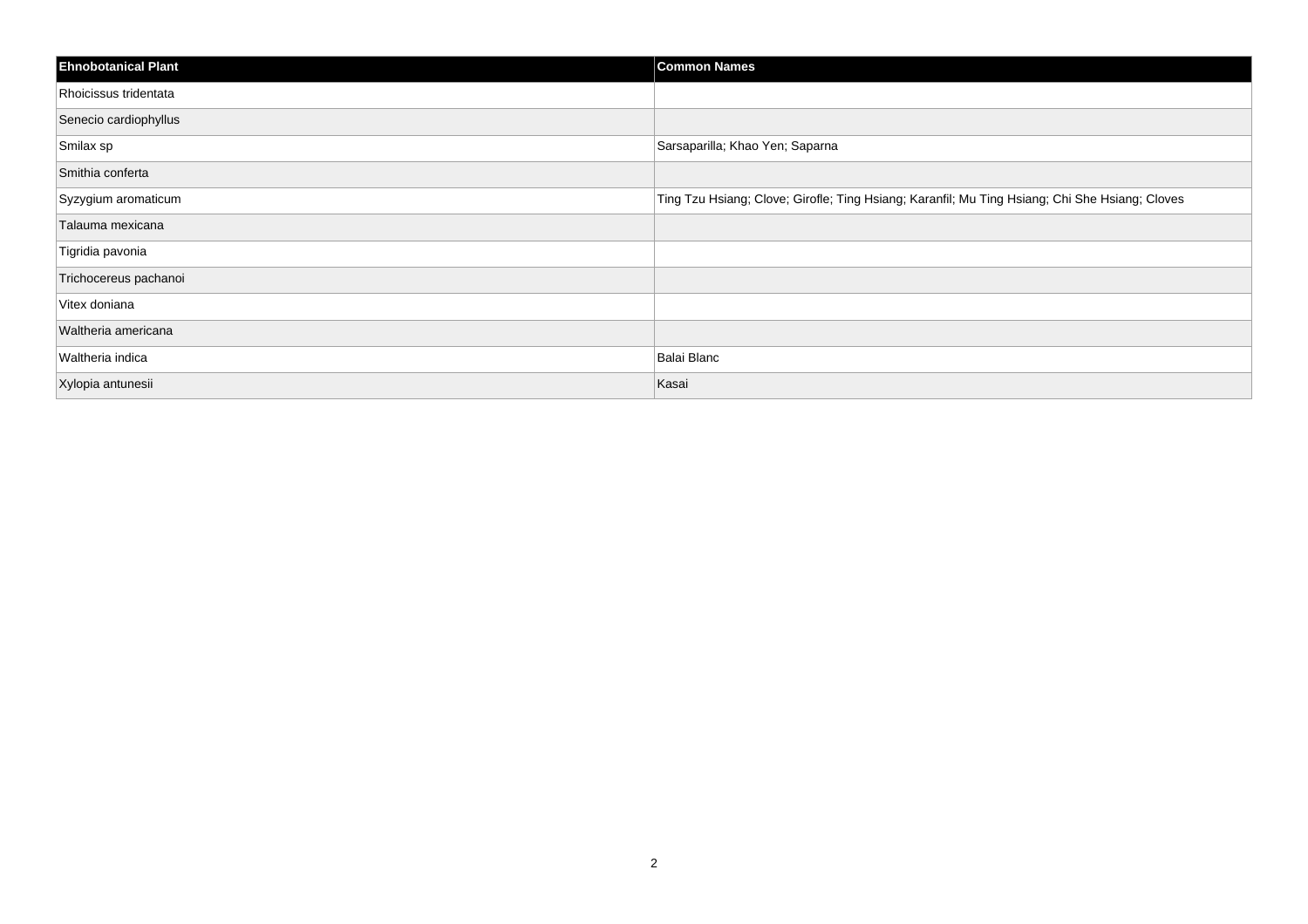| Ehnobotanical Plant | Common Names |
| --- | --- |
| Rhoicissus tridentata | |
| Senecio cardiophyllus | |
| Smilax sp | Sarsaparilla; Khao Yen; Saparna |
| Smithia conferta | |
| Syzygium aromaticum | Ting Tzu Hsiang; Clove; Girofle; Ting Hsiang; Karanfil; Mu Ting Hsiang; Chi She Hsiang; Cloves |
| Talauma mexicana | |
| Tigridia pavonia | |
| Trichocereus pachanoi | |
| Vitex doniana | |
| Waltheria americana | |
| Waltheria indica | Balai Blanc |
| Xylopia antunesii | Kasai |